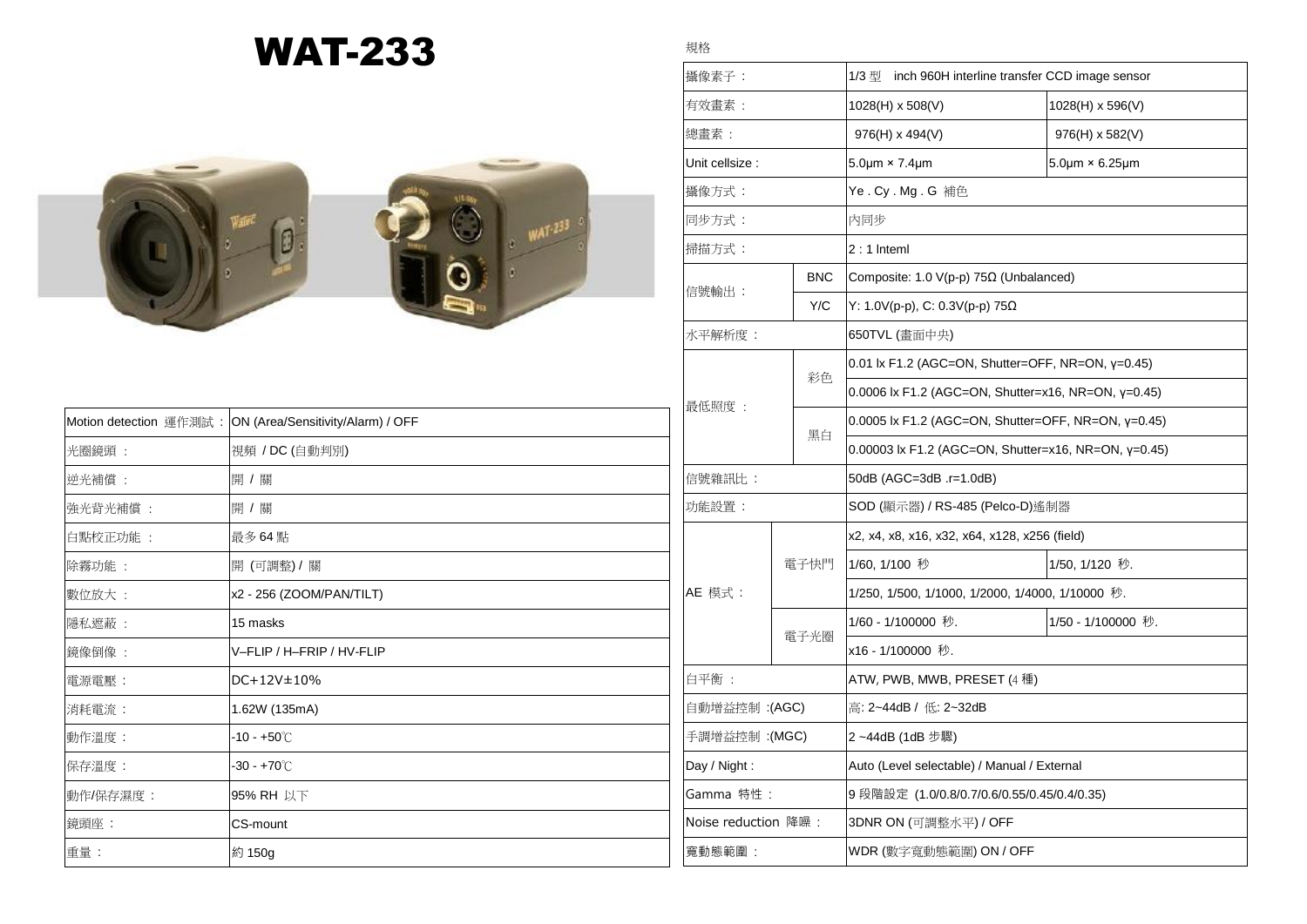# WAT-233

| Motion detection 運作測試： | ON (Area/Sensitivity/Alarm) / OFF |
|---|---|
| 光圈鏡頭 ： | 視頻 / DC (自動判別) |
| 逆光補償 ： | 開 / 關 |
| 強光背光補償 ： | 開 / 關 |
| 白點校正功能 ： | 最多 64 點 |
| 除霧功能 ： | 開 (可調整) / 關 |
| 數位放大 ： | x2 - 256 (ZOOM/PAN/TILT) |
| 隱私遮蔽 ： | 15 masks |
| 鏡像倒像 ： | V–FLIP / H–FRIP / HV-FLIP |
| 電源電壓 ： | DC+12V±10% |
| 消耗電流 ： | 1.62W (135mA) |
| 動作溫度 ： | -10 - +50℃ |
| 保存溫度 ： | -30 - +70℃ |
| 動作/保存濕度 ： | 95% RH 以下 |
| 鏡頭座 ： | CS-mount |
| 重量 ： | 約 150g |

規格

| 項目 | | 規格 | |
|---|---|---|---|
| 攝像素子 ： | | 1/3 型 inch 960H interline transfer CCD image sensor | |
| 有效畫素 ： | | 1028(H) x 508(V) | 1028(H) x 596(V) |
| 總畫素 ： | | 976(H) x 494(V) | 976(H) x 582(V) |
| Unit cellsize : | | 5.0μm × 7.4μm | 5.0μm × 6.25μm |
| 攝像方式 ： | | Ye . Cy . Mg . G 補色 | |
| 同步方式 ： | | 內同步 | |
| 掃描方式 ： | | 2 : 1 Inteml | |
| 信號輸出 ： | BNC | Composite: 1.0 V(p-p) 75Ω (Unbalanced) | |
| | Y/C | Y: 1.0V(p-p), C: 0.3V(p-p) 75Ω | |
| 水平解析度 ： | | 650TVL (畫面中央) | |
| 最低照度 ： | 彩色 | 0.01 lx F1.2 (AGC=ON, Shutter=OFF, NR=ON, γ=0.45) | |
| | | 0.0006 lx F1.2 (AGC=ON, Shutter=x16, NR=ON, γ=0.45) | |
| | 黑白 | 0.0005 lx F1.2 (AGC=ON, Shutter=OFF, NR=ON, γ=0.45) | |
| | | 0.00003 lx F1.2 (AGC=ON, Shutter=x16, NR=ON, γ=0.45) | |
| 信號雜訊比 ： | | 50dB (AGC=3dB .r=1.0dB) | |
| 功能設置 ： | | SOD (顯示器) / RS-485 (Pelco-D)遙制器 | |
| AE 模式 ： | 電子快門 | x2, x4, x8, x16, x32, x64, x128, x256 (field) | |
| | | 1/60, 1/100 秒 | 1/50, 1/120 秒. |
| | | 1/250, 1/500, 1/1000, 1/2000, 1/4000, 1/10000 秒. | |
| | 電子光圈 | 1/60 - 1/100000 秒. | 1/50 - 1/100000 秒. |
| | | x16 - 1/100000 秒. | |
| 白平衡 ： | | ATW, PWB, MWB, PRESET (4 種) | |
| 自動增益控制 :(AGC) | | 高: 2~44dB / 低: 2~32dB | |
| 手調增益控制 :(MGC) | | 2 ~44dB (1dB 步驟) | |
| Day / Night : | | Auto (Level selectable) / Manual / External | |
| Gamma 特性 ： | | 9 段階設定 (1.0/0.8/0.7/0.6/0.55/0.45/0.4/0.35) | |
| Noise reduction 降噪 ： | | 3DNR ON (可調整水平) / OFF | |
| 寬動態範圍 ： | | WDR (數字寬動態範圍) ON / OFF | |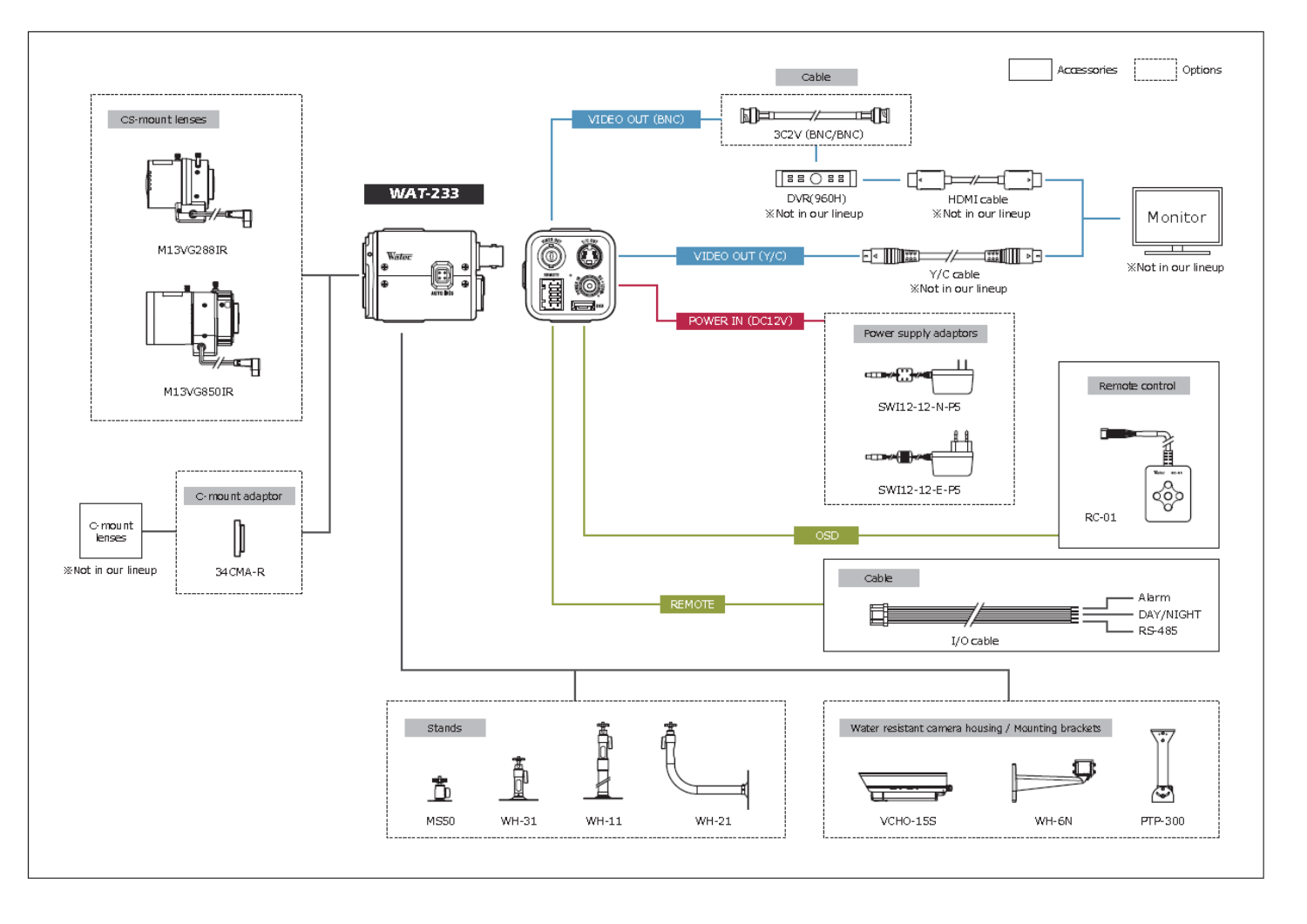Accessories
Options

WAT-233

CS-mount lenses

M13VG288IR

M13VG850IR

C-mount adaptor

C-mount lenses

※Not in our lineup

34CMA-R

Cable

VIDEO OUT (BNC)

3C2V (BNC/BNC)

DVR(960H)
※Not in our lineup

HDMI cable
※Not in our lineup

Monitor

※Not in our lineup

VIDEO OUT (Y/C)

Y/C cable
※Not in our lineup

POWER IN (DC12V)

Power supply adaptors

SWI12-12-N-P5

SWI12-12-E-P5

Remote control

RC-01

OSD

Cable

REMOTE

Alarm
DAY/NIGHT
RS-485

I/O cable

Stands

MS50
WH-31
WH-11
WH-21

Water resistant camera housing / Mounting brackets

VCHO-15S
WH-6N
PTP-300